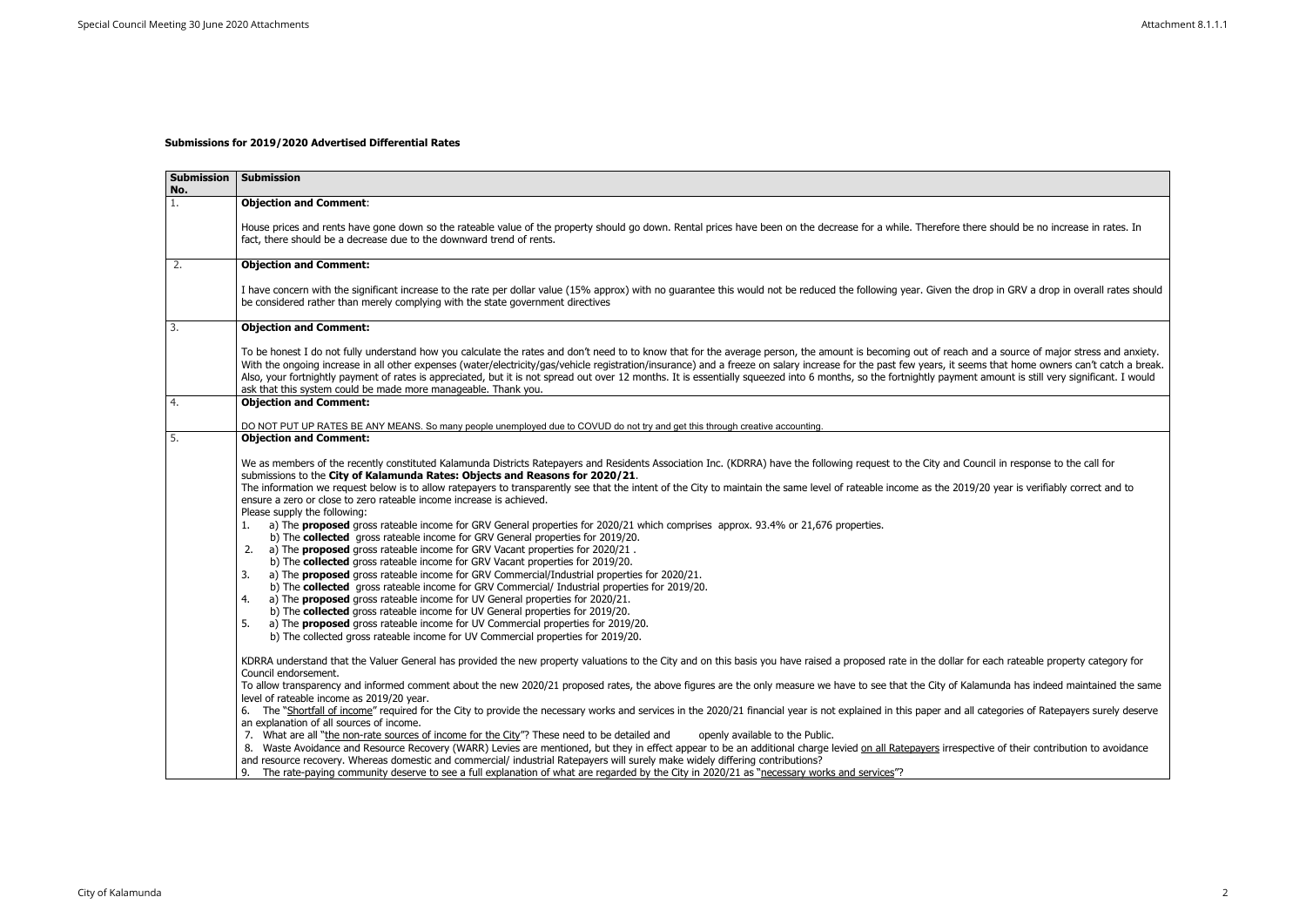**Submissions for 2019/2020 Advertised Differential Rates**

| Submission No. | Submission |
|---|---|
| 1. | **Objection and Comment**:<br><br>House prices and rents have gone down so the rateable value of the property should go down. Rental prices have been on the decrease for a while. Therefore there should be no increase in rates. In fact, there should be a decrease due to the downward trend of rents. |
| 2. | **Objection and Comment:**<br><br>I have concern with the significant increase to the rate per dollar value (15% approx) with no guarantee this would not be reduced the following year. Given the drop in GRV a drop in overall rates should be considered rather than merely complying with the state government directives |
| 3. | **Objection and Comment:**<br><br>To be honest I do not fully understand how you calculate the rates and don't need to to know that for the average person, the amount is becoming out of reach and a source of major stress and anxiety. With the ongoing increase in all other expenses (water/electricity/gas/vehicle registration/insurance) and a freeze on salary increase for the past few years, it seems that home owners can't catch a break. Also, your fortnightly payment of rates is appreciated, but it is not spread out over 12 months. It is essentially squeezed into 6 months, so the fortnightly payment amount is still very significant. I would ask that this system could be made more manageable. Thank you. |
| 4. | **Objection and Comment:**<br><br>DO NOT PUT UP RATES BE ANY MEANS. So many people unemployed due to COVUD do not try and get this through creative accounting. |
| 5. | **Objection and Comment:**<br><br>We as members of the recently constituted Kalamunda Districts Ratepayers and Residents Association Inc. (KDRRA) have the following request to the City and Council in response to the call for submissions to the **City of Kalamunda Rates: Objects and Reasons for 2020/21**.<br>The information we request below is to allow ratepayers to transparently see that the intent of the City to maintain the same level of rateable income as the 2019/20 year is verifiably correct and to ensure a zero or close to zero rateable income increase is achieved.<br>Please supply the following:<br>1. a) The **proposed** gross rateable income for GRV General properties for 2020/21 which comprises approx. 93.4% or 21,676 properties.<br>b) The **collected** gross rateable income for GRV General properties for 2019/20.<br>2. a) The **proposed** gross rateable income for GRV Vacant properties for 2020/21 .<br>b) The **collected** gross rateable income for GRV Vacant properties for 2019/20.<br>3. a) The **proposed** gross rateable income for GRV Commercial/Industrial properties for 2020/21.<br>b) The **collected** gross rateable income for GRV Commercial/ Industrial properties for 2019/20.<br>4. a) The **proposed** gross rateable income for UV General properties for 2020/21.<br>b) The **collected** gross rateable income for UV General properties for 2019/20.<br>5. a) The **proposed** gross rateable income for UV Commercial properties for 2019/20.<br>b) The collected gross rateable income for UV Commercial properties for 2019/20.<br><br>KDRRA understand that the Valuer General has provided the new property valuations to the City and on this basis you have raised a proposed rate in the dollar for each rateable property category for Council endorsement.<br>To allow transparency and informed comment about the new 2020/21 proposed rates, the above figures are the only measure we have to see that the City of Kalamunda has indeed maintained the same level of rateable income as 2019/20 year.<br>6. The "Shortfall of income" required for the City to provide the necessary works and services in the 2020/21 financial year is not explained in this paper and all categories of Ratepayers surely deserve an explanation of all sources of income.<br>7. What are all "the non-rate sources of income for the City"? These need to be detailed and openly available to the Public.<br>8. Waste Avoidance and Resource Recovery (WARR) Levies are mentioned, but they in effect appear to be an additional charge levied on all Ratepayers irrespective of their contribution to avoidance and resource recovery. Whereas domestic and commercial/ industrial Ratepayers will surely make widely differing contributions?<br>9. The rate-paying community deserve to see a full explanation of what are regarded by the City in 2020/21 as "necessary works and services"? |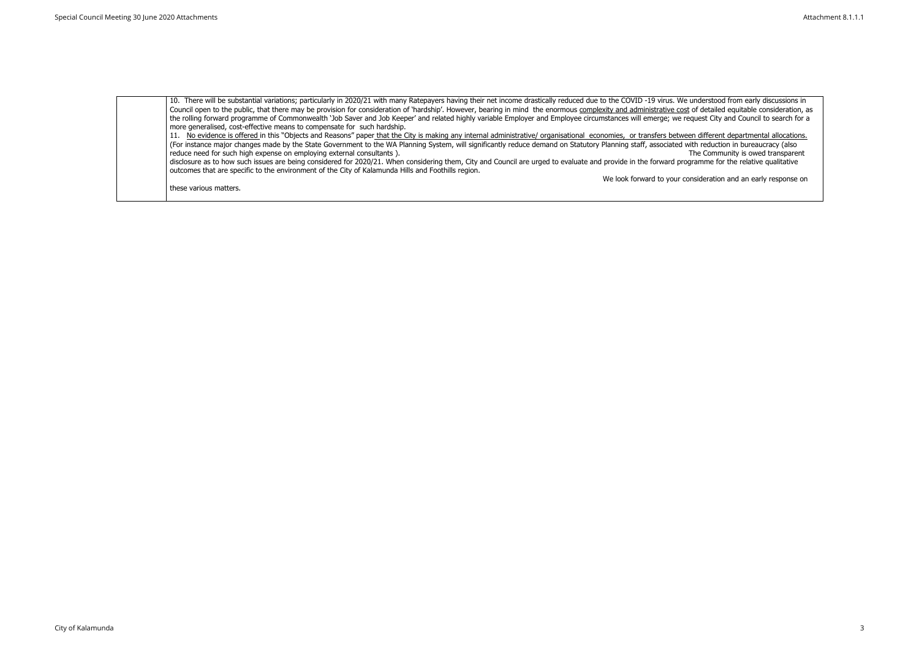| | |
|---|---|
| | 10. There will be substantial variations; particularly in 2020/21 with many Ratepayers having their net income drastically reduced due to the COVID -19 virus. We understood from early discussions in Council open to the public, that there may be provision for consideration of 'hardship'. However, bearing in mind the enormous <u>complexity and administrative cost</u> of detailed equitable consideration, as the rolling forward programme of Commonwealth 'Job Saver and Job Keeper' and related highly variable Employer and Employee circumstances will emerge; we request City and Council to search for a more generalised, cost-effective means to compensate for such hardship.<br>11. <u>No evidence is offered</u> in this "Objects and Reasons" paper <u>that the City is making any internal administrative/ organisational economies, or transfers between different departmental allocations.</u> (For instance major changes made by the State Government to the WA Planning System, will significantly reduce demand on Statutory Planning staff, associated with reduction in bureaucracy (also reduce need for such high expense on employing external consultants ). The Community is owed transparent disclosure as to how such issues are being considered for 2020/21. When considering them, City and Council are urged to evaluate and provide in the forward programme for the relative qualitative outcomes that are specific to the environment of the City of Kalamunda Hills and Foothills region.<br>We look forward to your consideration and an early response on these various matters. |